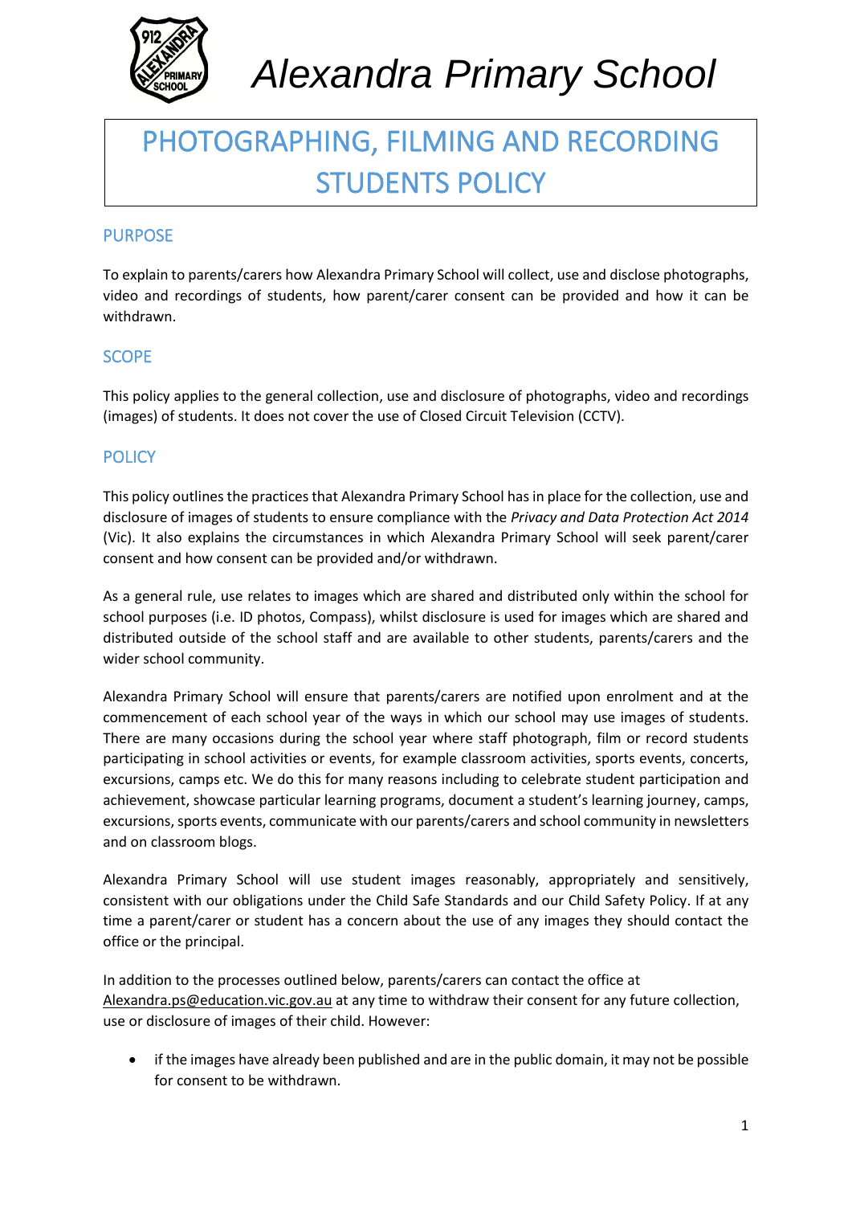# Alexandra Primary School

# PHOTOGRAPHING, FILMING AND RECORDING STUDENTS POLICY

## PURPOSE

To explain to parents/carers how Alexandra Primary School will collect, use and disclose photographs, video and recordings of students, how parent/carer consent can be provided and how it can be withdrawn.

## SCOPE

This policy applies to the general collection, use and disclosure of photographs, video and recordings (images) of students. It does not cover the use of Closed Circuit Television (CCTV).

## POLICY

This policy outlines the practices that Alexandra Primary School has in place for the collection, use and disclosure of images of students to ensure compliance with the *Privacy and Data Protection Act 2014* (Vic). It also explains the circumstances in which Alexandra Primary School will seek parent/carer consent and how consent can be provided and/or withdrawn.

As a general rule, use relates to images which are shared and distributed only within the school for school purposes (i.e. ID photos, Compass), whilst disclosure is used for images which are shared and distributed outside of the school staff and are available to other students, parents/carers and the wider school community.

Alexandra Primary School will ensure that parents/carers are notified upon enrolment and at the commencement of each school year of the ways in which our school may use images of students. There are many occasions during the school year where staff photograph, film or record students participating in school activities or events, for example classroom activities, sports events, concerts, excursions, camps etc. We do this for many reasons including to celebrate student participation and achievement, showcase particular learning programs, document a student's learning journey, camps, excursions, sports events, communicate with our parents/carers and school community in newsletters and on classroom blogs.

Alexandra Primary School will use student images reasonably, appropriately and sensitively, consistent with our obligations under the Child Safe Standards and our Child Safety Policy. If at any time a parent/carer or student has a concern about the use of any images they should contact the office or the principal.

In addition to the processes outlined below, parents/carers can contact the office at Alexandra.ps@education.vic.gov.au at any time to withdraw their consent for any future collection, use or disclosure of images of their child. However:

- if the images have already been published and are in the public domain, it may not be possible for consent to be withdrawn.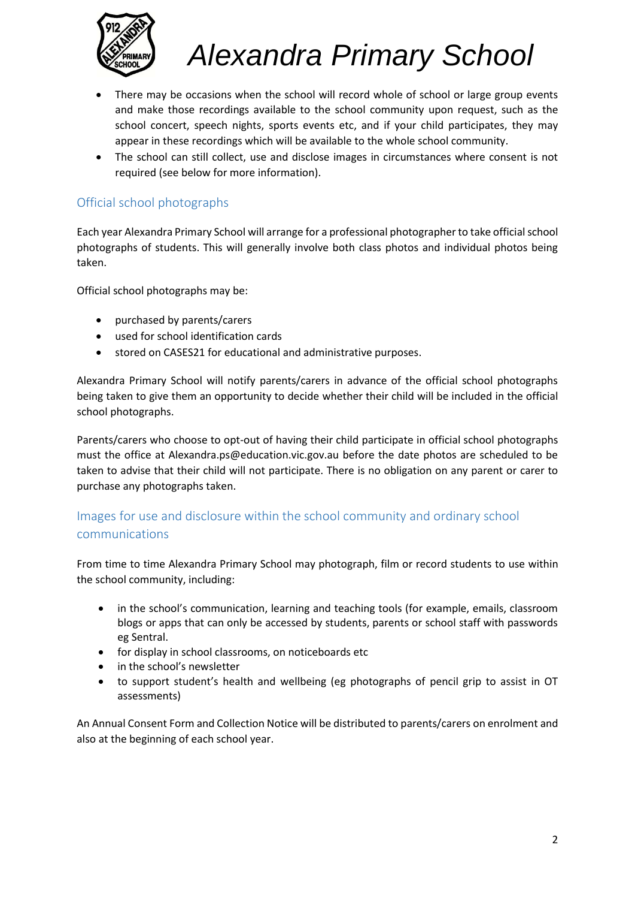- There may be occasions when the school will record whole of school or large group events and make those recordings available to the school community upon request, such as the school concert, speech nights, sports events etc, and if your child participates, they may appear in these recordings which will be available to the whole school community.
- The school can still collect, use and disclose images in circumstances where consent is not required (see below for more information).

## Official school photographs

Each year Alexandra Primary School will arrange for a professional photographer to take official school photographs of students. This will generally involve both class photos and individual photos being taken.

Official school photographs may be:

- purchased by parents/carers
- used for school identification cards
- stored on CASES21 for educational and administrative purposes.

Alexandra Primary School will notify parents/carers in advance of the official school photographs being taken to give them an opportunity to decide whether their child will be included in the official school photographs.

Parents/carers who choose to opt-out of having their child participate in official school photographs must the office at Alexandra.ps@education.vic.gov.au before the date photos are scheduled to be taken to advise that their child will not participate. There is no obligation on any parent or carer to purchase any photographs taken.

## Images for use and disclosure within the school community and ordinary school communications

From time to time Alexandra Primary School may photograph, film or record students to use within the school community, including:

- in the school's communication, learning and teaching tools (for example, emails, classroom blogs or apps that can only be accessed by students, parents or school staff with passwords eg Sentral.
- for display in school classrooms, on noticeboards etc
- in the school's newsletter
- to support student's health and wellbeing (eg photographs of pencil grip to assist in OT assessments)

An Annual Consent Form and Collection Notice will be distributed to parents/carers on enrolment and also at the beginning of each school year.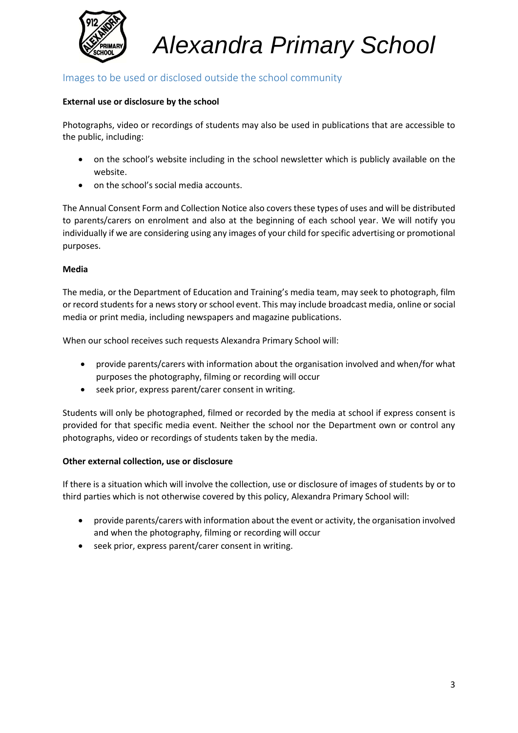## Images to be used or disclosed outside the school community

**External use or disclosure by the school**

Photographs, video or recordings of students may also be used in publications that are accessible to the public, including:

- on the school's website including in the school newsletter which is publicly available on the website.
- on the school's social media accounts.

The Annual Consent Form and Collection Notice also covers these types of uses and will be distributed to parents/carers on enrolment and also at the beginning of each school year. We will notify you individually if we are considering using any images of your child for specific advertising or promotional purposes.

**Media**

The media, or the Department of Education and Training's media team, may seek to photograph, film or record students for a news story or school event. This may include broadcast media, online or social media or print media, including newspapers and magazine publications.

When our school receives such requests Alexandra Primary School will:

- provide parents/carers with information about the organisation involved and when/for what purposes the photography, filming or recording will occur
- seek prior, express parent/carer consent in writing.

Students will only be photographed, filmed or recorded by the media at school if express consent is provided for that specific media event. Neither the school nor the Department own or control any photographs, video or recordings of students taken by the media.

**Other external collection, use or disclosure**

If there is a situation which will involve the collection, use or disclosure of images of students by or to third parties which is not otherwise covered by this policy, Alexandra Primary School will:

- provide parents/carers with information about the event or activity, the organisation involved and when the photography, filming or recording will occur
- seek prior, express parent/carer consent in writing.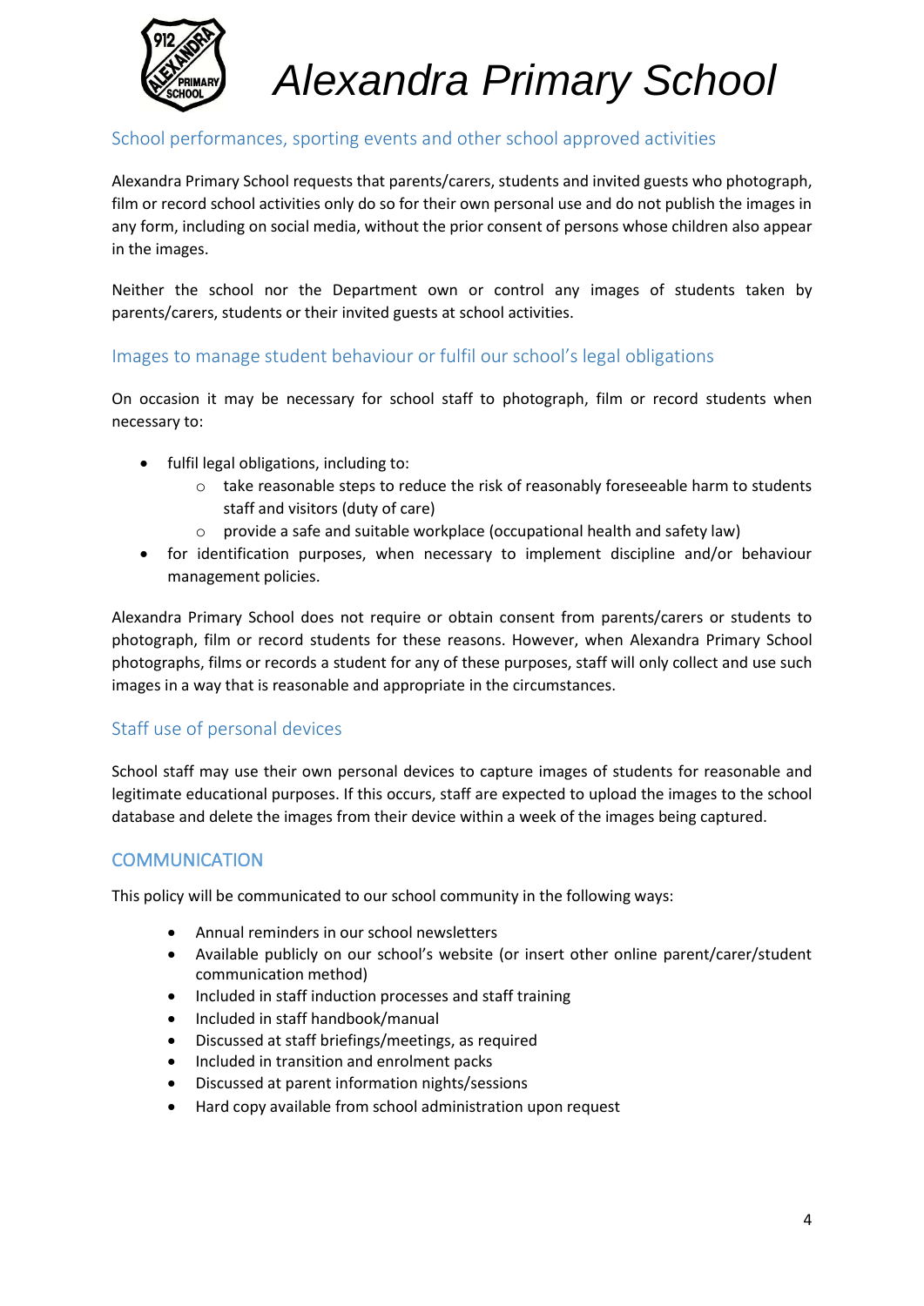## School performances, sporting events and other school approved activities

Alexandra Primary School requests that parents/carers, students and invited guests who photograph, film or record school activities only do so for their own personal use and do not publish the images in any form, including on social media, without the prior consent of persons whose children also appear in the images.

Neither the school nor the Department own or control any images of students taken by parents/carers, students or their invited guests at school activities.

## Images to manage student behaviour or fulfil our school's legal obligations

On occasion it may be necessary for school staff to photograph, film or record students when necessary to:

- fulfil legal obligations, including to:
  - take reasonable steps to reduce the risk of reasonably foreseeable harm to students staff and visitors (duty of care)
  - provide a safe and suitable workplace (occupational health and safety law)
- for identification purposes, when necessary to implement discipline and/or behaviour management policies.

Alexandra Primary School does not require or obtain consent from parents/carers or students to photograph, film or record students for these reasons. However, when Alexandra Primary School photographs, films or records a student for any of these purposes, staff will only collect and use such images in a way that is reasonable and appropriate in the circumstances.

## Staff use of personal devices

School staff may use their own personal devices to capture images of students for reasonable and legitimate educational purposes. If this occurs, staff are expected to upload the images to the school database and delete the images from their device within a week of the images being captured.

# COMMUNICATION

This policy will be communicated to our school community in the following ways:

- Annual reminders in our school newsletters
- Available publicly on our school's website (or insert other online parent/carer/student communication method)
- Included in staff induction processes and staff training
- Included in staff handbook/manual
- Discussed at staff briefings/meetings, as required
- Included in transition and enrolment packs
- Discussed at parent information nights/sessions
- Hard copy available from school administration upon request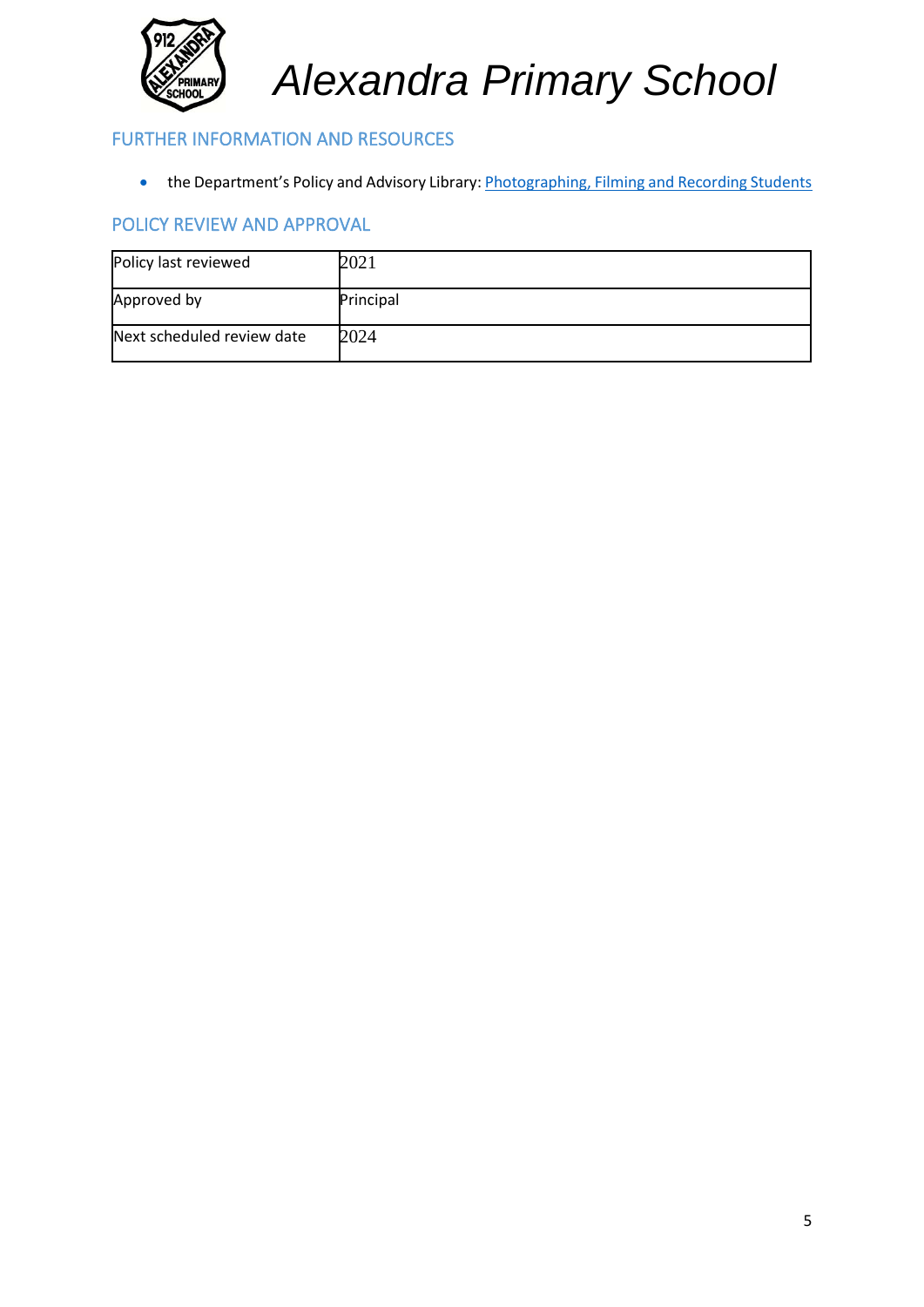## FURTHER INFORMATION AND RESOURCES

- the Department's Policy and Advisory Library: Photographing, Filming and Recording Students

## POLICY REVIEW AND APPROVAL

| | |
|---|---|
| Policy last reviewed | 2021 |
| Approved by | Principal |
| Next scheduled review date | 2024 |